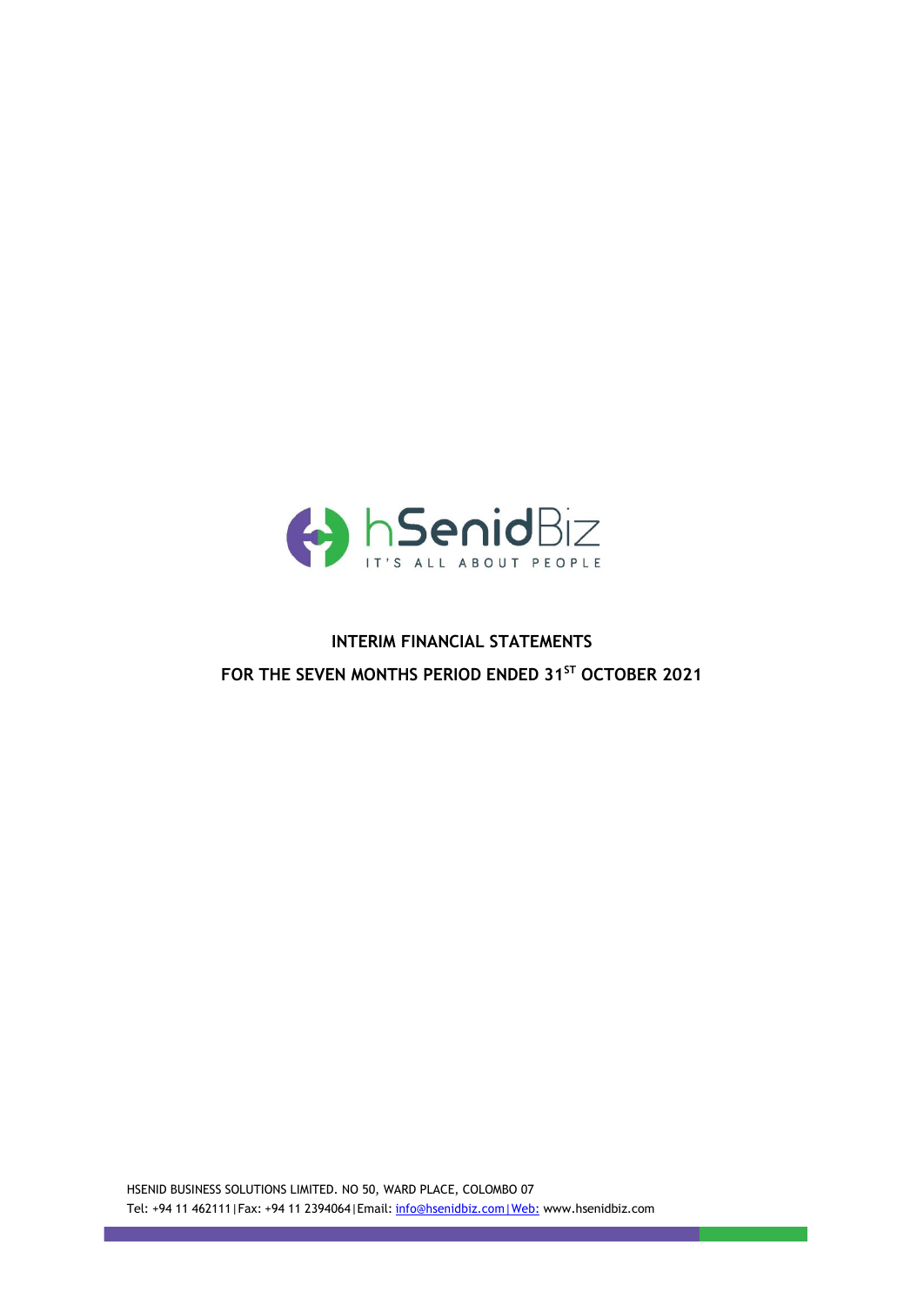# INTERIM FINANCIAL STATEMENTS

## FOR THE SEVEN MONTHS PERIOD ENDED 31ST OCTOBER 2021

HSENID BUSINESS SOLUTIONS LIMITED. NO 50, WARD PLACE, COLOMBO 07

Tel: +94 11 462111|Fax: +94 11 2394064|Email: info@hsenidbiz.com|Web: www.hsenidbiz.com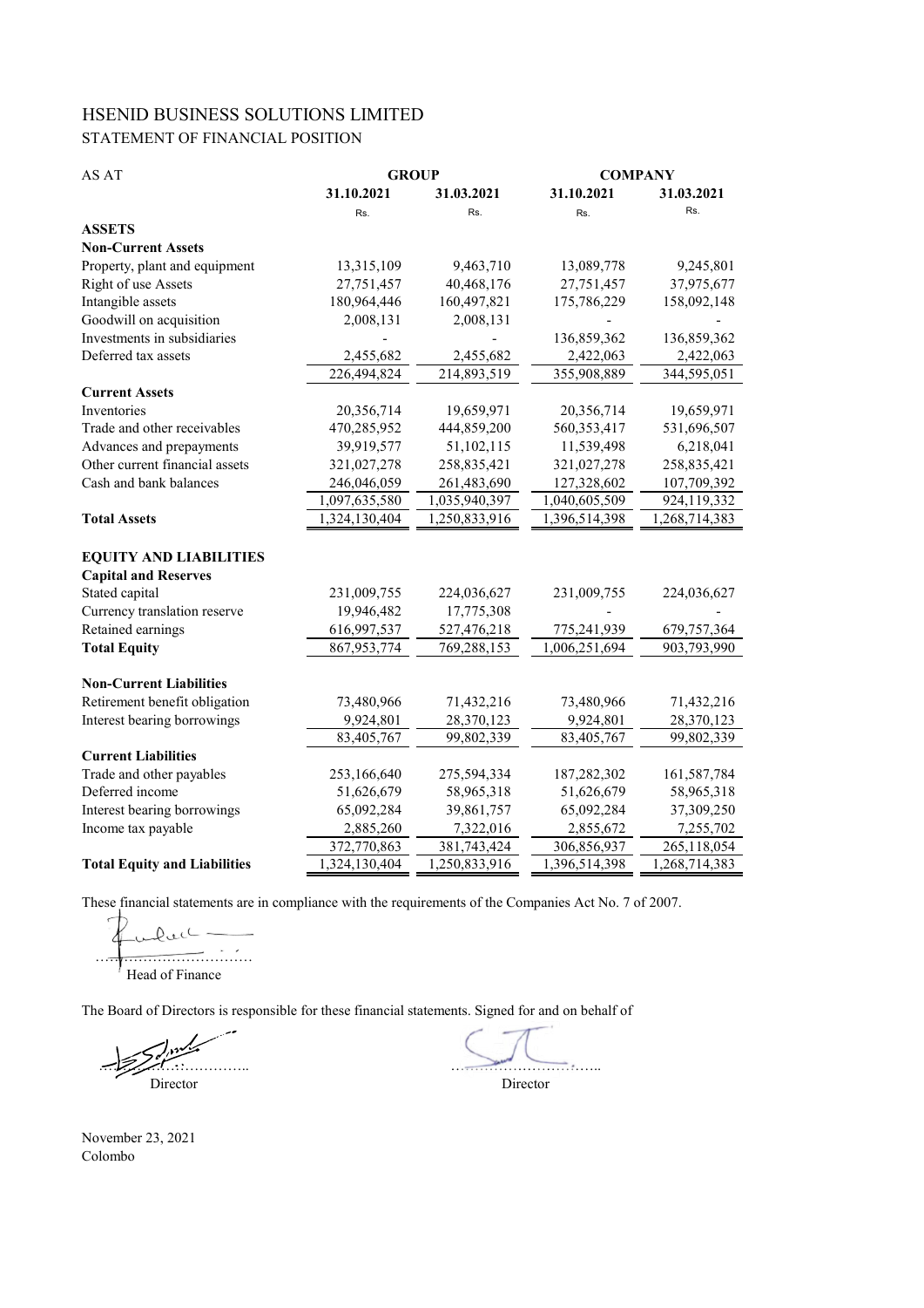# HSENID BUSINESS SOLUTIONS LIMITED

## STATEMENT OF FINANCIAL POSITION

| AS AT | GROUP | | COMPANY | |
|---|---|---|---|---|
| | 31.10.2021 | 31.03.2021 | 31.10.2021 | 31.03.2021 |
| | Rs. | Rs. | Rs. | Rs. |
| **ASSETS** | | | | |
| **Non-Current Assets** | | | | |
| Property, plant and equipment | 13,315,109 | 9,463,710 | 13,089,778 | 9,245,801 |
| Right of use Assets | 27,751,457 | 40,468,176 | 27,751,457 | 37,975,677 |
| Intangible assets | 180,964,446 | 160,497,821 | 175,786,229 | 158,092,148 |
| Goodwill on acquisition | 2,008,131 | 2,008,131 | - | - |
| Investments in subsidiaries | - | - | 136,859,362 | 136,859,362 |
| Deferred tax assets | 2,455,682 | 2,455,682 | 2,422,063 | 2,422,063 |
| | 226,494,824 | 214,893,519 | 355,908,889 | 344,595,051 |
| **Current Assets** | | | | |
| Inventories | 20,356,714 | 19,659,971 | 20,356,714 | 19,659,971 |
| Trade and other receivables | 470,285,952 | 444,859,200 | 560,353,417 | 531,696,507 |
| Advances and prepayments | 39,919,577 | 51,102,115 | 11,539,498 | 6,218,041 |
| Other current financial assets | 321,027,278 | 258,835,421 | 321,027,278 | 258,835,421 |
| Cash and bank balances | 246,046,059 | 261,483,690 | 127,328,602 | 107,709,392 |
| | 1,097,635,580 | 1,035,940,397 | 1,040,605,509 | 924,119,332 |
| **Total Assets** | 1,324,130,404 | 1,250,833,916 | 1,396,514,398 | 1,268,714,383 |
| | | | | |
| **EQUITY AND LIABILITIES** | | | | |
| **Capital and Reserves** | | | | |
| Stated capital | 231,009,755 | 224,036,627 | 231,009,755 | 224,036,627 |
| Currency translation reserve | 19,946,482 | 17,775,308 | - | - |
| Retained earnings | 616,997,537 | 527,476,218 | 775,241,939 | 679,757,364 |
| **Total Equity** | 867,953,774 | 769,288,153 | 1,006,251,694 | 903,793,990 |
| | | | | |
| **Non-Current Liabilities** | | | | |
| Retirement benefit obligation | 73,480,966 | 71,432,216 | 73,480,966 | 71,432,216 |
| Interest bearing borrowings | 9,924,801 | 28,370,123 | 9,924,801 | 28,370,123 |
| | 83,405,767 | 99,802,339 | 83,405,767 | 99,802,339 |
| **Current Liabilities** | | | | |
| Trade and other payables | 253,166,640 | 275,594,334 | 187,282,302 | 161,587,784 |
| Deferred income | 51,626,679 | 58,965,318 | 51,626,679 | 58,965,318 |
| Interest bearing borrowings | 65,092,284 | 39,861,757 | 65,092,284 | 37,309,250 |
| Income tax payable | 2,885,260 | 7,322,016 | 2,855,672 | 7,255,702 |
| | 372,770,863 | 381,743,424 | 306,856,937 | 265,118,054 |
| **Total Equity and Liabilities** | 1,324,130,404 | 1,250,833,916 | 1,396,514,398 | 1,268,714,383 |

These financial statements are in compliance with the requirements of the Companies Act No. 7 of 2007.

……………………………

Head of Finance

The Board of Directors is responsible for these financial statements. Signed for and on behalf of

……………………….. ………………………..

Director Director

November 23, 2021

Colombo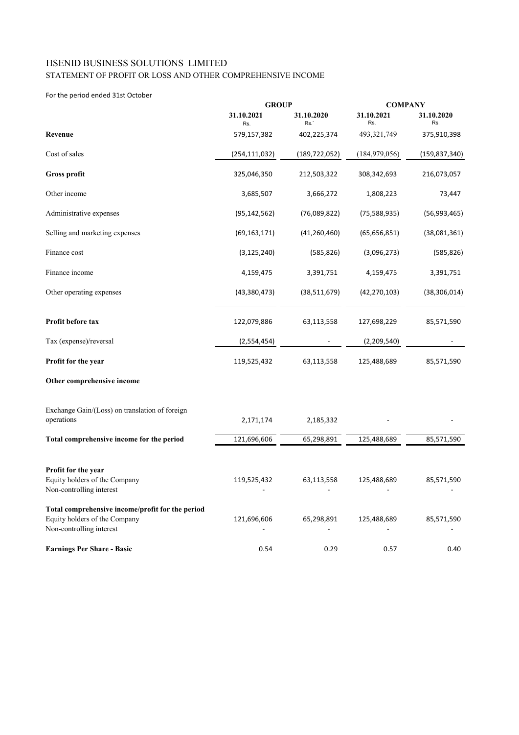# HSENID BUSINESS SOLUTIONS LIMITED

## STATEMENT OF PROFIT OR LOSS AND OTHER COMPREHENSIVE INCOME

For the period ended 31st October

| | GROUP | | COMPANY | |
|---|---|---|---|---|
| | 31.10.2021 Rs. | 31.10.2020 Rs.` | 31.10.2021 Rs. | 31.10.2020 Rs. |
| **Revenue** | 579,157,382 | 402,225,374 | 493,321,749 | 375,910,398 |
| Cost of sales | (254,111,032) | (189,722,052) | (184,979,056) | (159,837,340) |
| **Gross profit** | 325,046,350 | 212,503,322 | 308,342,693 | 216,073,057 |
| Other income | 3,685,507 | 3,666,272 | 1,808,223 | 73,447 |
| Administrative expenses | (95,142,562) | (76,089,822) | (75,588,935) | (56,993,465) |
| Selling and marketing expenses | (69,163,171) | (41,260,460) | (65,656,851) | (38,081,361) |
| Finance cost | (3,125,240) | (585,826) | (3,096,273) | (585,826) |
| Finance income | 4,159,475 | 3,391,751 | 4,159,475 | 3,391,751 |
| Other operating expenses | (43,380,473) | (38,511,679) | (42,270,103) | (38,306,014) |
| **Profit before tax** | 122,079,886 | 63,113,558 | 127,698,229 | 85,571,590 |
| Tax (expense)/reversal | (2,554,454) | - | (2,209,540) | - |
| **Profit for the year** | 119,525,432 | 63,113,558 | 125,488,689 | 85,571,590 |
| **Other comprehensive income** | | | | |
| Exchange Gain/(Loss) on translation of foreign operations | 2,171,174 | 2,185,332 | - | - |
| **Total comprehensive income for the period** | 121,696,606 | 65,298,891 | 125,488,689 | 85,571,590 |
| **Profit for the year** | | | | |
| Equity holders of the Company | 119,525,432 | 63,113,558 | 125,488,689 | 85,571,590 |
| Non-controlling interest | - | - | - | - |
| **Total comprehensive income/profit for the period** | | | | |
| Equity holders of the Company | 121,696,606 | 65,298,891 | 125,488,689 | 85,571,590 |
| Non-controlling interest | - | - | - | - |
| **Earnings Per Share - Basic** | 0.54 | 0.29 | 0.57 | 0.40 |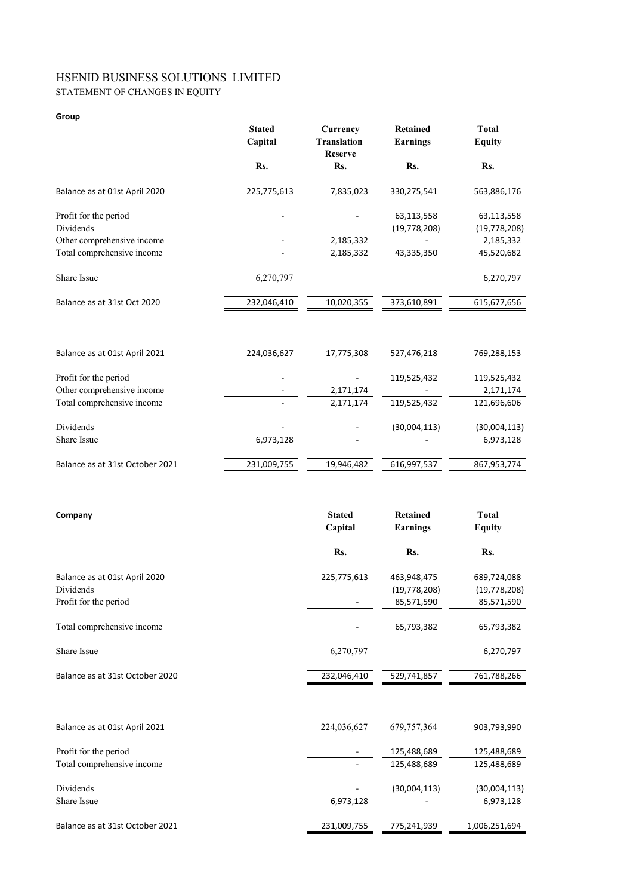# HSENID BUSINESS SOLUTIONS LIMITED

STATEMENT OF CHANGES IN EQUITY

**Group**

| | Stated Capital | Currency Translation Reserve | Retained Earnings | Total Equity |
|---|---|---|---|---|
| | Rs. | Rs. | Rs. | Rs. |
| Balance as at 01st April 2020 | 225,775,613 | 7,835,023 | 330,275,541 | 563,886,176 |
| Profit for the period | - | - | 63,113,558 | 63,113,558 |
| Dividends | | | (19,778,208) | (19,778,208) |
| Other comprehensive income | - | 2,185,332 | - | 2,185,332 |
| Total comprehensive income | - | 2,185,332 | 43,335,350 | 45,520,682 |
| Share Issue | 6,270,797 | | | 6,270,797 |
| Balance as at 31st Oct 2020 | 232,046,410 | 10,020,355 | 373,610,891 | 615,677,656 |
| | | | | |
| Balance as at 01st April 2021 | 224,036,627 | 17,775,308 | 527,476,218 | 769,288,153 |
| Profit for the period | - | - | 119,525,432 | 119,525,432 |
| Other comprehensive income | - | 2,171,174 | - | 2,171,174 |
| Total comprehensive income | - | 2,171,174 | 119,525,432 | 121,696,606 |
| Dividends | - | - | (30,004,113) | (30,004,113) |
| Share Issue | 6,973,128 | - | - | 6,973,128 |
| Balance as at 31st October 2021 | 231,009,755 | 19,946,482 | 616,997,537 | 867,953,774 |

**Company**

| | Stated Capital | Retained Earnings | Total Equity |
|---|---|---|---|
| | Rs. | Rs. | Rs. |
| Balance as at 01st April 2020 | 225,775,613 | 463,948,475 | 689,724,088 |
| Dividends | | (19,778,208) | (19,778,208) |
| Profit for the period | - | 85,571,590 | 85,571,590 |
| Total comprehensive income | - | 65,793,382 | 65,793,382 |
| Share Issue | 6,270,797 | | 6,270,797 |
| Balance as at 31st October 2020 | 232,046,410 | 529,741,857 | 761,788,266 |
| | | | |
| Balance as at 01st April 2021 | 224,036,627 | 679,757,364 | 903,793,990 |
| Profit for the period | - | 125,488,689 | 125,488,689 |
| Total comprehensive income | - | 125,488,689 | 125,488,689 |
| Dividends | - | (30,004,113) | (30,004,113) |
| Share Issue | 6,973,128 | - | 6,973,128 |
| Balance as at 31st October 2021 | 231,009,755 | 775,241,939 | 1,006,251,694 |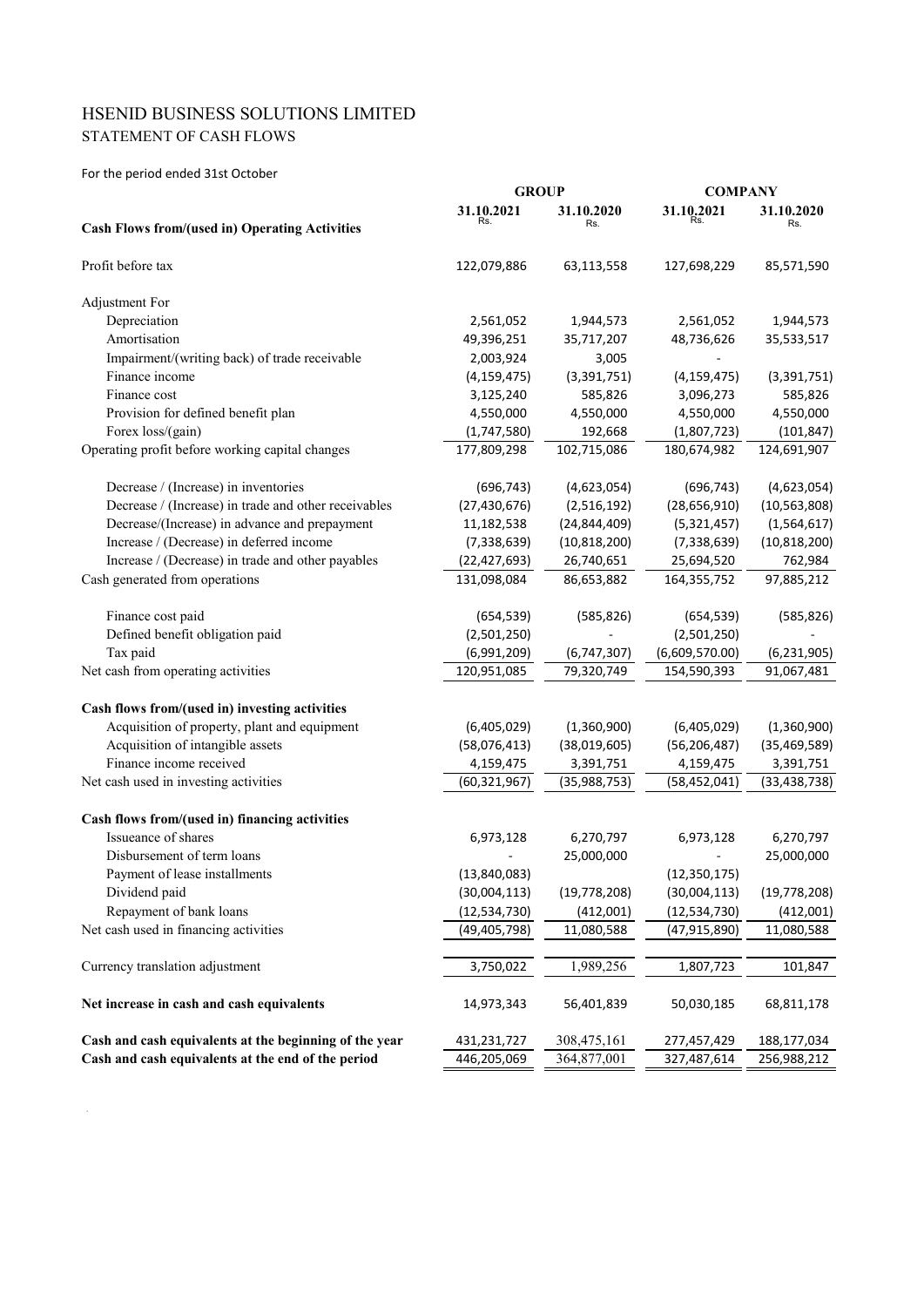# HSENID BUSINESS SOLUTIONS LIMITED

## STATEMENT OF CASH FLOWS

For the period ended 31st October

| | GROUP | | COMPANY | |
|---|---|---|---|---|
| | 31.10.2021<br>Rs. | 31.10.2020<br>Rs. | 31.10.2021<br>Rs. | 31.10.2020<br>Rs. |
| **Cash Flows from/(used in) Operating Activities** | | | | |
| Profit before tax | 122,079,886 | 63,113,558 | 127,698,229 | 85,571,590 |
| Adjustment For | | | | |
| Depreciation | 2,561,052 | 1,944,573 | 2,561,052 | 1,944,573 |
| Amortisation | 49,396,251 | 35,717,207 | 48,736,626 | 35,533,517 |
| Impairment/(writing back) of trade receivable | 2,003,924 | 3,005 | - | |
| Finance income | (4,159,475) | (3,391,751) | (4,159,475) | (3,391,751) |
| Finance cost | 3,125,240 | 585,826 | 3,096,273 | 585,826 |
| Provision for defined benefit plan | 4,550,000 | 4,550,000 | 4,550,000 | 4,550,000 |
| Forex loss/(gain) | (1,747,580) | 192,668 | (1,807,723) | (101,847) |
| Operating profit before working capital changes | 177,809,298 | 102,715,086 | 180,674,982 | 124,691,907 |
| Decrease / (Increase) in inventories | (696,743) | (4,623,054) | (696,743) | (4,623,054) |
| Decrease / (Increase) in trade and other receivables | (27,430,676) | (2,516,192) | (28,656,910) | (10,563,808) |
| Decrease/(Increase) in advance and prepayment | 11,182,538 | (24,844,409) | (5,321,457) | (1,564,617) |
| Increase / (Decrease) in deferred income | (7,338,639) | (10,818,200) | (7,338,639) | (10,818,200) |
| Increase / (Decrease) in trade and other payables | (22,427,693) | 26,740,651 | 25,694,520 | 762,984 |
| Cash generated from operations | 131,098,084 | 86,653,882 | 164,355,752 | 97,885,212 |
| Finance cost paid | (654,539) | (585,826) | (654,539) | (585,826) |
| Defined benefit obligation paid | (2,501,250) | - | (2,501,250) | - |
| Tax paid | (6,991,209) | (6,747,307) | (6,609,570.00) | (6,231,905) |
| Net cash from operating activities | 120,951,085 | 79,320,749 | 154,590,393 | 91,067,481 |
| **Cash flows from/(used in) investing activities** | | | | |
| Acquisition of property, plant and equipment | (6,405,029) | (1,360,900) | (6,405,029) | (1,360,900) |
| Acquisition of intangible assets | (58,076,413) | (38,019,605) | (56,206,487) | (35,469,589) |
| Finance income received | 4,159,475 | 3,391,751 | 4,159,475 | 3,391,751 |
| Net cash used in investing activities | (60,321,967) | (35,988,753) | (58,452,041) | (33,438,738) |
| **Cash flows from/(used in) financing activities** | | | | |
| Issueance of shares | 6,973,128 | 6,270,797 | 6,973,128 | 6,270,797 |
| Disbursement of term loans | - | 25,000,000 | - | 25,000,000 |
| Payment of lease installments | (13,840,083) | | (12,350,175) | |
| Dividend paid | (30,004,113) | (19,778,208) | (30,004,113) | (19,778,208) |
| Repayment of bank loans | (12,534,730) | (412,001) | (12,534,730) | (412,001) |
| Net cash used in financing activities | (49,405,798) | 11,080,588 | (47,915,890) | 11,080,588 |
| Currency translation adjustment | 3,750,022 | 1,989,256 | 1,807,723 | 101,847 |
| **Net increase in cash and cash equivalents** | 14,973,343 | 56,401,839 | 50,030,185 | 68,811,178 |
| **Cash and cash equivalents at the beginning of the year** | 431,231,727 | 308,475,161 | 277,457,429 | 188,177,034 |
| **Cash and cash equivalents at the end of the period** | 446,205,069 | 364,877,001 | 327,487,614 | 256,988,212 |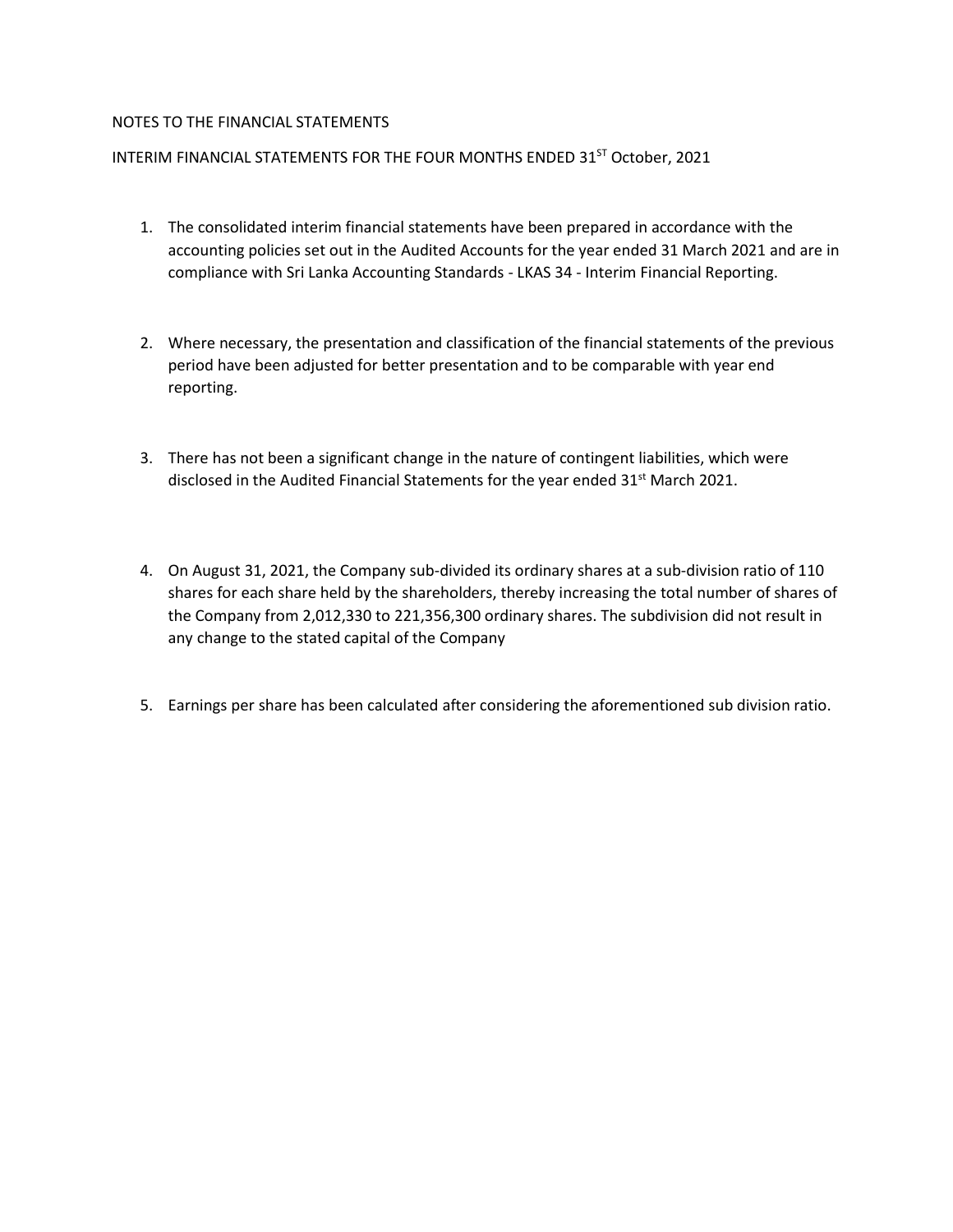NOTES TO THE FINANCIAL STATEMENTS

INTERIM FINANCIAL STATEMENTS FOR THE FOUR MONTHS ENDED 31ST October, 2021

1. The consolidated interim financial statements have been prepared in accordance with the accounting policies set out in the Audited Accounts for the year ended 31 March 2021 and are in compliance with Sri Lanka Accounting Standards - LKAS 34 - Interim Financial Reporting.

2. Where necessary, the presentation and classification of the financial statements of the previous period have been adjusted for better presentation and to be comparable with year end reporting.

3. There has not been a significant change in the nature of contingent liabilities, which were disclosed in the Audited Financial Statements for the year ended 31st March 2021.

4. On August 31, 2021, the Company sub-divided its ordinary shares at a sub-division ratio of 110 shares for each share held by the shareholders, thereby increasing the total number of shares of the Company from 2,012,330 to 221,356,300 ordinary shares. The subdivision did not result in any change to the stated capital of the Company

5. Earnings per share has been calculated after considering the aforementioned sub division ratio.